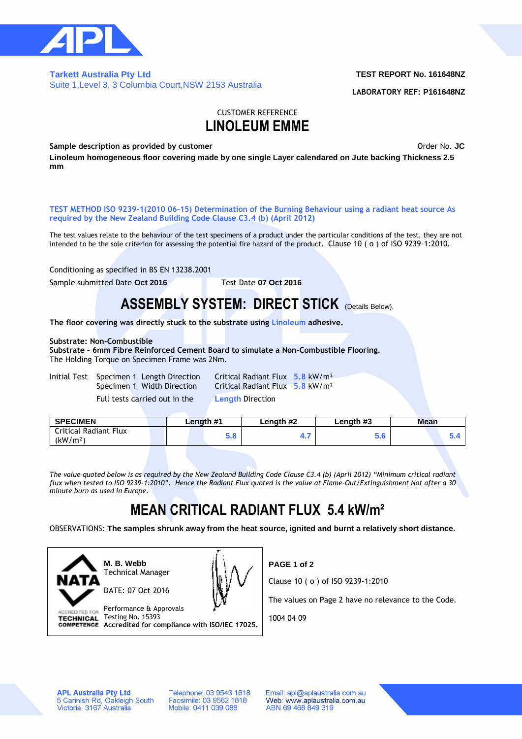**Tarkett Australia Pty Ltd**
Suite 1,Level 3, 3 Columbia Court,NSW 2153 Australia

**TEST REPORT No. 161648NZ**

**LABORATORY REF: P161648NZ**

CUSTOMER REFERENCE

# LINOLEUM EMME

**Sample description as provided by customer** Order No. **JC**

**Linoleum homogeneous floor covering made by one single Layer calendared on Jute backing Thickness 2.5 mm**

**TEST METHOD ISO 9239-1(2010 06-15) Determination of the Burning Behaviour using a radiant heat source As required by the New Zealand Building Code Clause C3.4 (b) (April 2012)**

The test values relate to the behaviour of the test specimens of a product under the particular conditions of the test, they are not intended to be the sole criterion for assessing the potential fire hazard of the product. Clause 10 ( o ) of ISO 9239-1:2010.

Conditioning as specified in BS EN 13238.2001

Sample submitted Date **Oct 2016** Test Date **07 Oct 2016**

## ASSEMBLY SYSTEM: DIRECT STICK (Details Below).

**The floor covering was directly stuck to the substrate using Linoleum adhesive.**

**Substrate: Non-Combustible**
**Substrate - 6mm Fibre Reinforced Cement Board to simulate a Non-Combustible Flooring.**
The Holding Torque on Specimen Frame was 2Nm.

Initial Test Specimen 1 Length Direction Critical Radiant Flux **5.8** kW/m²
Specimen 1 Width Direction Critical Radiant Flux **5.8** kW/m²
Full tests carried out in the **Length** Direction

| SPECIMEN | Length #1 | Length #2 | Length #3 | Mean |
|---|---|---|---|---|
| Critical Radiant Flux (kW/m²) | 5.8 | 4.7 | 5.6 | 5.4 |

*The value quoted below is as required by the New Zealand Building Code Clause C3.4 (b) (April 2012) "Minimum critical radiant flux when tested to ISO 9239-1:2010". Hence the Radiant Flux quoted is the value at Flame-Out/Extinguishment Not after a 30 minute burn as used in Europe.*

## MEAN CRITICAL RADIANT FLUX 5.4 kW/m²

OBSERVATIONS: **The samples shrunk away from the heat source, ignited and burnt a relatively short distance.**

NATA ACCREDITED FOR TECHNICAL COMPETENCE

**M. B. Webb**
Technical Manager

DATE: 07 Oct 2016

Performance & Approvals
Testing No. 15393
**Accredited for compliance with ISO/IEC 17025.**

**PAGE 1 of 2**

Clause 10 ( o ) of ISO 9239-1:2010

The values on Page 2 have no relevance to the Code.

1004 04 09

**APL Australia Pty Ltd**
5 Carinish Rd, Oakleigh South
Victoria 3167 Australia

Telephone: 03 9543 1618
Facsimile: 03 9562 1818
Mobile: 0411 039 088

Email: apl@aplaustralia.com.au
Web: www.aplaustralia.com.au
ABN 69 468 849 319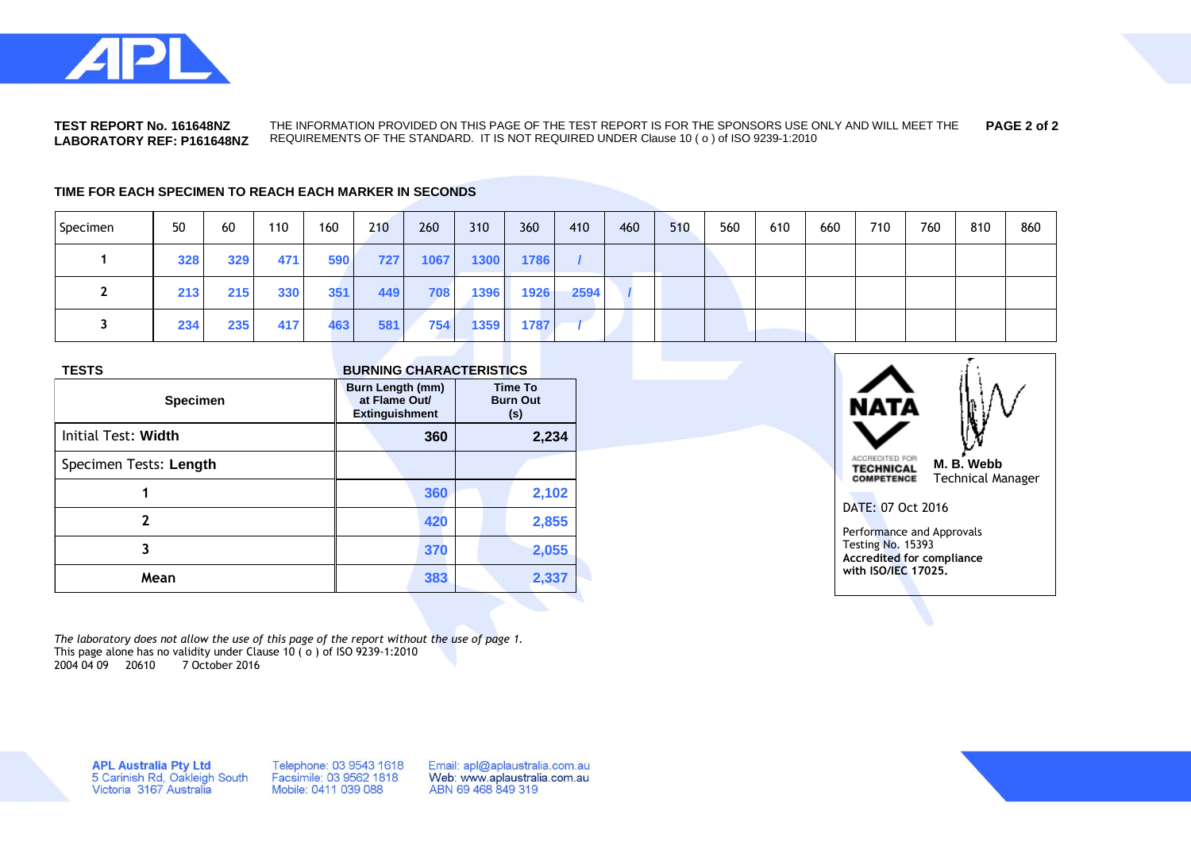**TEST REPORT No. 161648NZ**
**LABORATORY REF: P161648NZ**

THE INFORMATION PROVIDED ON THIS PAGE OF THE TEST REPORT IS FOR THE SPONSORS USE ONLY AND WILL MEET THE REQUIREMENTS OF THE STANDARD. IT IS NOT REQUIRED UNDER Clause 10 ( o ) of ISO 9239-1:2010

## TIME FOR EACH SPECIMEN TO REACH EACH MARKER IN SECONDS

| Specimen | 50 | 60 | 110 | 160 | 210 | 260 | 310 | 360 | 410 | 460 | 510 | 560 | 610 | 660 | 710 | 760 | 810 | 860 |
|---|---|---|---|---|---|---|---|---|---|---|---|---|---|---|---|---|---|---|
| 1 | 328 | 329 | 471 | 590 | 727 | 1067 | 1300 | 1786 | / | | | | | | | | | |
| 2 | 213 | 215 | 330 | 351 | 449 | 708 | 1396 | 1926 | 2594 | / | | | | | | | | |
| 3 | 234 | 235 | 417 | 463 | 581 | 754 | 1359 | 1787 | / | | | | | | | | | |

**TESTS** **BURNING CHARACTERISTICS**

| Specimen | Burn Length (mm) at Flame Out/ Extinguishment | Time To Burn Out (s) |
|---|---|---|
| Initial Test: **Width** | 360 | 2,234 |
| Specimen Tests: **Length** | | |
| 1 | 360 | 2,102 |
| 2 | 420 | 2,855 |
| 3 | 370 | 2,055 |
| **Mean** | 383 | 2,337 |

NATA
ACCREDITED FOR TECHNICAL COMPETENCE

**M. B. Webb**
Technical Manager

DATE: 07 Oct 2016

Performance and Approvals Testing No. 15393
**Accredited for compliance with ISO/IEC 17025.**

*The laboratory does not allow the use of this page of the report without the use of page 1.*
This page alone has no validity under Clause 10 ( o ) of ISO 9239-1:2010
2004 04 09 20610 7 October 2016

**APL Australia Pty Ltd**
5 Carinish Rd, Oakleigh South
Victoria 3167 Australia

Telephone: 03 9543 1618
Facsimile: 03 9562 1818
Mobile: 0411 039 088

Email: apl@aplaustralia.com.au
Web: www.aplaustralia.com.au
ABN 69 468 849 319